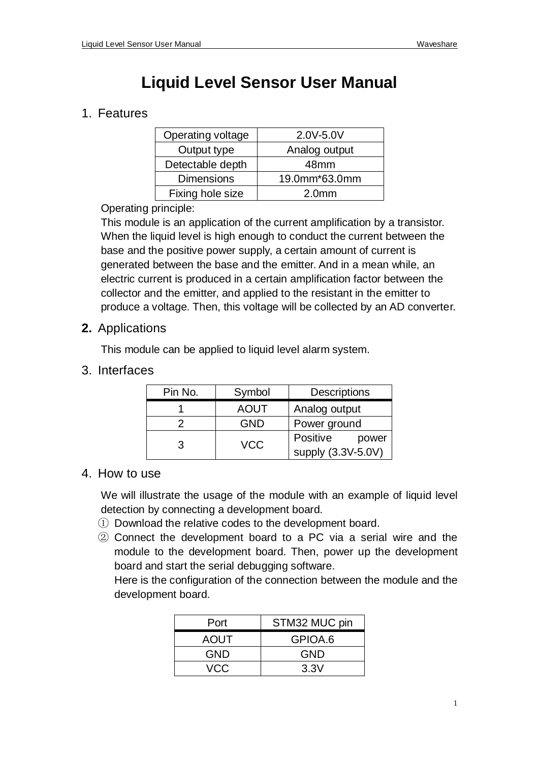# Liquid Level Sensor User Manual

## 1. Features

| Operating voltage | 2.0V-5.0V |
|---|---|
| Output type | Analog output |
| Detectable depth | 48mm |
| Dimensions | 19.0mm*63.0mm |
| Fixing hole size | 2.0mm |

Operating principle:

This module is an application of the current amplification by a transistor. When the liquid level is high enough to conduct the current between the base and the positive power supply, a certain amount of current is generated between the base and the emitter. And in a mean while, an electric current is produced in a certain amplification factor between the collector and the emitter, and applied to the resistant in the emitter to produce a voltage. Then, this voltage will be collected by an AD converter.

## 2. Applications

This module can be applied to liquid level alarm system.

## 3. Interfaces

| Pin No. | Symbol | Descriptions |
|---|---|---|
| 1 | AOUT | Analog output |
| 2 | GND | Power ground |
| 3 | VCC | Positive power supply (3.3V-5.0V) |

## 4. How to use

We will illustrate the usage of the module with an example of liquid level detection by connecting a development board.

① Download the relative codes to the development board.

② Connect the development board to a PC via a serial wire and the module to the development board. Then, power up the development board and start the serial debugging software.

Here is the configuration of the connection between the module and the development board.

| Port | STM32 MUC pin |
|---|---|
| AOUT | GPIOA.6 |
| GND | GND |
| VCC | 3.3V |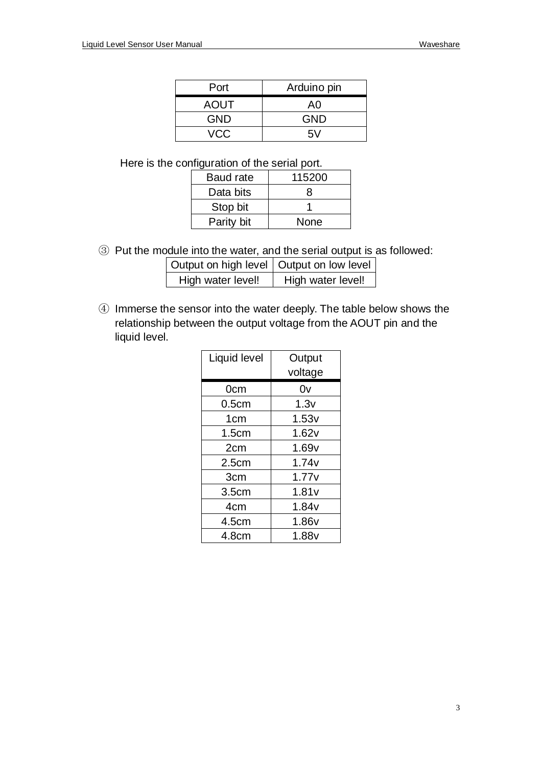| Port | Arduino pin |
|---|---|
| AOUT | A0 |
| GND | GND |
| VCC | 5V |

Here is the configuration of the serial port.

| | |
|---|---|
| Baud rate | 115200 |
| Data bits | 8 |
| Stop bit | 1 |
| Parity bit | None |

③ Put the module into the water, and the serial output is as followed:

| Output on high level | Output on low level |
|---|---|
| High water level! | High water level! |

④ Immerse the sensor into the water deeply. The table below shows the relationship between the output voltage from the AOUT pin and the liquid level.

| Liquid level | Output voltage |
|---|---|
| 0cm | 0v |
| 0.5cm | 1.3v |
| 1cm | 1.53v |
| 1.5cm | 1.62v |
| 2cm | 1.69v |
| 2.5cm | 1.74v |
| 3cm | 1.77v |
| 3.5cm | 1.81v |
| 4cm | 1.84v |
| 4.5cm | 1.86v |
| 4.8cm | 1.88v |